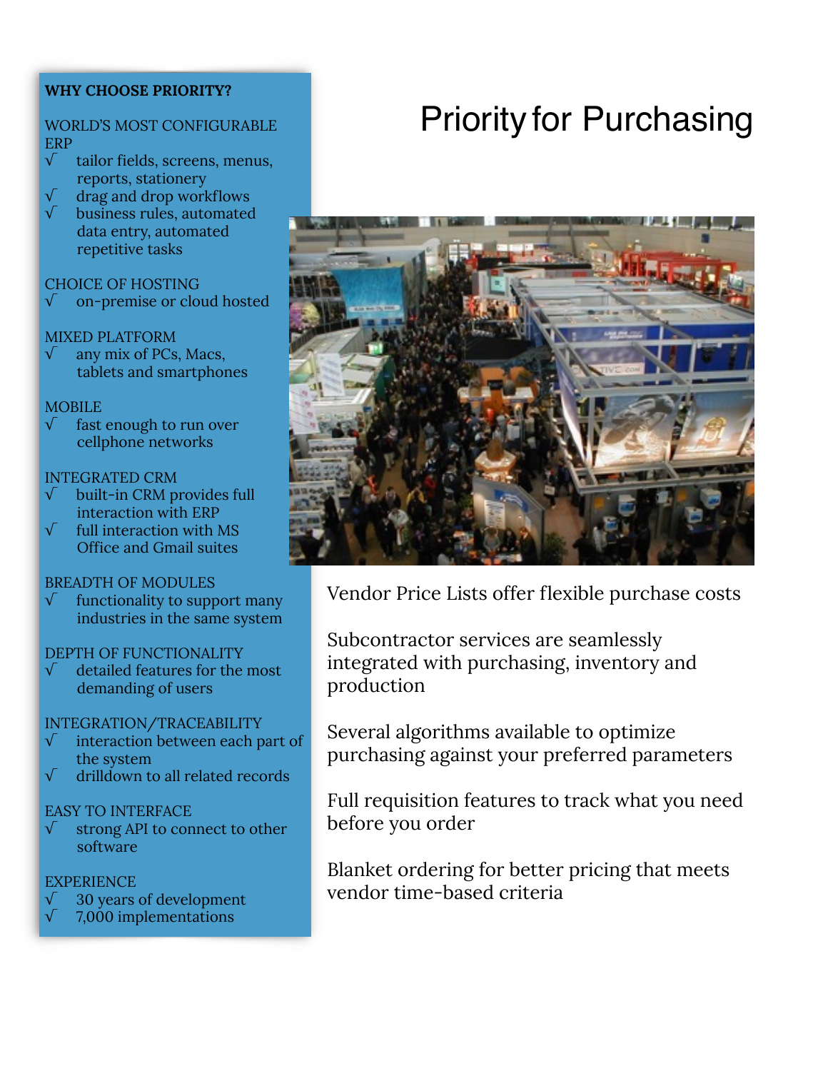# Priority for Purchasing

Vendor Price Lists offer flexible purchase costs

Subcontractor services are seamlessly integrated with purchasing, inventory and production

Several algorithms available to optimize purchasing against your preferred parameters

Full requisition features to track what you need before you order

Blanket ordering for better pricing that meets vendor time-based criteria

**WHY CHOOSE PRIORITY?**

WORLD'S MOST CONFIGURABLE ERP

- √ tailor fields, screens, menus, reports, stationery
- √ drag and drop workflows
- √ business rules, automated data entry, automated repetitive tasks

CHOICE OF HOSTING

- √ on-premise or cloud hosted

MIXED PLATFORM

- √ any mix of PCs, Macs, tablets and smartphones

MOBILE

- √ fast enough to run over cellphone networks

INTEGRATED CRM

- √ built-in CRM provides full interaction with ERP
- √ full interaction with MS Office and Gmail suites

BREADTH OF MODULES

- √ functionality to support many industries in the same system

DEPTH OF FUNCTIONALITY

- √ detailed features for the most demanding of users

INTEGRATION/TRACEABILITY

- √ interaction between each part of the system
- √ drilldown to all related records

EASY TO INTERFACE

- √ strong API to connect to other software

EXPERIENCE

- √ 30 years of development
- √ 7,000 implementations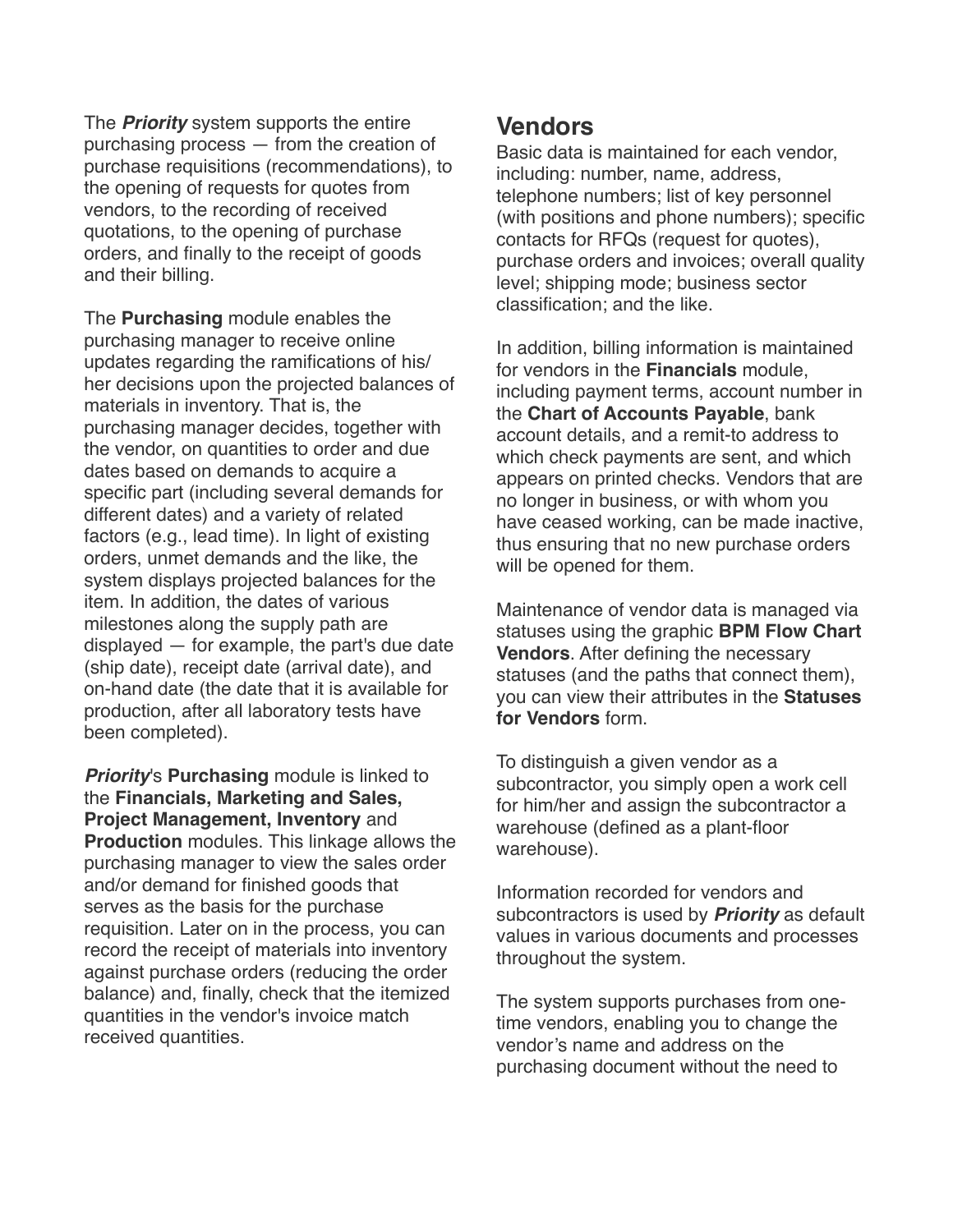The ***Priority*** system supports the entire purchasing process — from the creation of purchase requisitions (recommendations), to the opening of requests for quotes from vendors, to the recording of received quotations, to the opening of purchase orders, and finally to the receipt of goods and their billing.

The **Purchasing** module enables the purchasing manager to receive online updates regarding the ramifications of his/her decisions upon the projected balances of materials in inventory. That is, the purchasing manager decides, together with the vendor, on quantities to order and due dates based on demands to acquire a specific part (including several demands for different dates) and a variety of related factors (e.g., lead time). In light of existing orders, unmet demands and the like, the system displays projected balances for the item. In addition, the dates of various milestones along the supply path are displayed — for example, the part's due date (ship date), receipt date (arrival date), and on-hand date (the date that it is available for production, after all laboratory tests have been completed).

***Priority***'s **Purchasing** module is linked to the **Financials, Marketing and Sales, Project Management, Inventory** and **Production** modules. This linkage allows the purchasing manager to view the sales order and/or demand for finished goods that serves as the basis for the purchase requisition. Later on in the process, you can record the receipt of materials into inventory against purchase orders (reducing the order balance) and, finally, check that the itemized quantities in the vendor's invoice match received quantities.

## Vendors

Basic data is maintained for each vendor, including: number, name, address, telephone numbers; list of key personnel (with positions and phone numbers); specific contacts for RFQs (request for quotes), purchase orders and invoices; overall quality level; shipping mode; business sector classification; and the like.

In addition, billing information is maintained for vendors in the **Financials** module, including payment terms, account number in the **Chart of Accounts Payable**, bank account details, and a remit-to address to which check payments are sent, and which appears on printed checks. Vendors that are no longer in business, or with whom you have ceased working, can be made inactive, thus ensuring that no new purchase orders will be opened for them.

Maintenance of vendor data is managed via statuses using the graphic **BPM Flow Chart Vendors**. After defining the necessary statuses (and the paths that connect them), you can view their attributes in the **Statuses for Vendors** form.

To distinguish a given vendor as a subcontractor, you simply open a work cell for him/her and assign the subcontractor a warehouse (defined as a plant-floor warehouse).

Information recorded for vendors and subcontractors is used by ***Priority*** as default values in various documents and processes throughout the system.

The system supports purchases from one-time vendors, enabling you to change the vendor's name and address on the purchasing document without the need to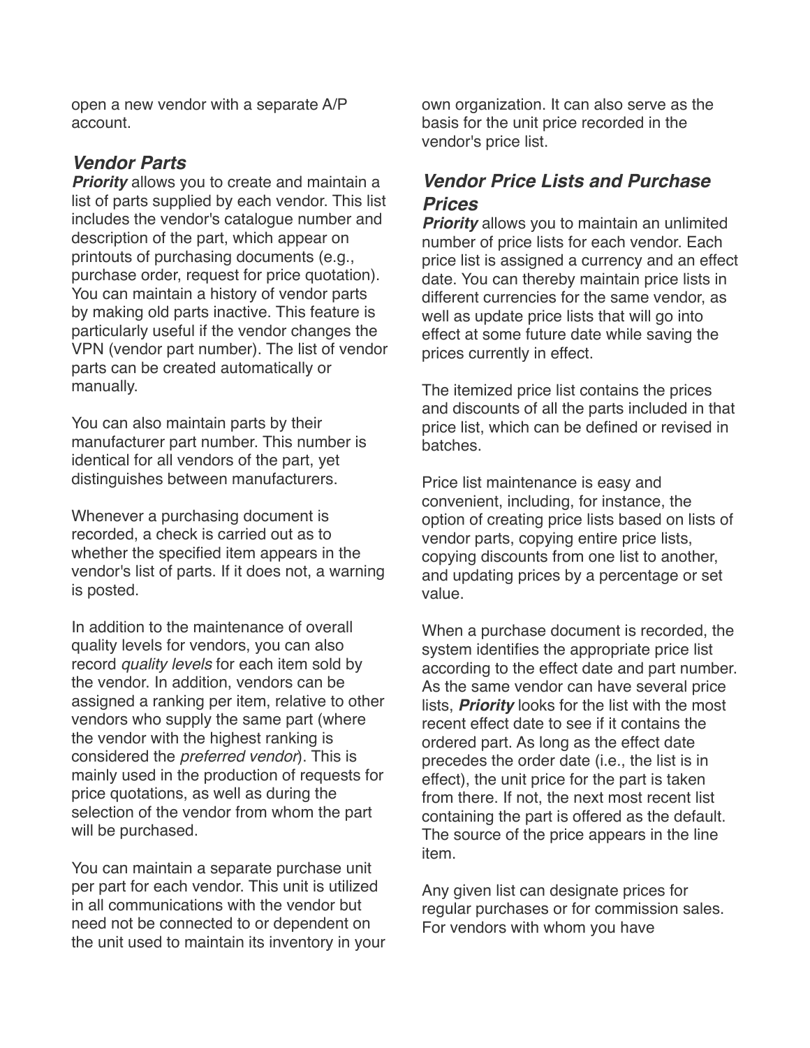open a new vendor with a separate A/P account.

### *Vendor Parts*

***Priority*** allows you to create and maintain a list of parts supplied by each vendor. This list includes the vendor's catalogue number and description of the part, which appear on printouts of purchasing documents (e.g., purchase order, request for price quotation). You can maintain a history of vendor parts by making old parts inactive. This feature is particularly useful if the vendor changes the VPN (vendor part number). The list of vendor parts can be created automatically or manually.

You can also maintain parts by their manufacturer part number. This number is identical for all vendors of the part, yet distinguishes between manufacturers.

Whenever a purchasing document is recorded, a check is carried out as to whether the specified item appears in the vendor's list of parts. If it does not, a warning is posted.

In addition to the maintenance of overall quality levels for vendors, you can also record *quality levels* for each item sold by the vendor. In addition, vendors can be assigned a ranking per item, relative to other vendors who supply the same part (where the vendor with the highest ranking is considered the *preferred vendor*). This is mainly used in the production of requests for price quotations, as well as during the selection of the vendor from whom the part will be purchased.

You can maintain a separate purchase unit per part for each vendor. This unit is utilized in all communications with the vendor but need not be connected to or dependent on the unit used to maintain its inventory in your own organization. It can also serve as the basis for the unit price recorded in the vendor's price list.

### *Vendor Price Lists and Purchase Prices*

***Priority*** allows you to maintain an unlimited number of price lists for each vendor. Each price list is assigned a currency and an effect date. You can thereby maintain price lists in different currencies for the same vendor, as well as update price lists that will go into effect at some future date while saving the prices currently in effect.

The itemized price list contains the prices and discounts of all the parts included in that price list, which can be defined or revised in batches.

Price list maintenance is easy and convenient, including, for instance, the option of creating price lists based on lists of vendor parts, copying entire price lists, copying discounts from one list to another, and updating prices by a percentage or set value.

When a purchase document is recorded, the system identifies the appropriate price list according to the effect date and part number. As the same vendor can have several price lists, ***Priority*** looks for the list with the most recent effect date to see if it contains the ordered part. As long as the effect date precedes the order date (i.e., the list is in effect), the unit price for the part is taken from there. If not, the next most recent list containing the part is offered as the default. The source of the price appears in the line item.

Any given list can designate prices for regular purchases or for commission sales. For vendors with whom you have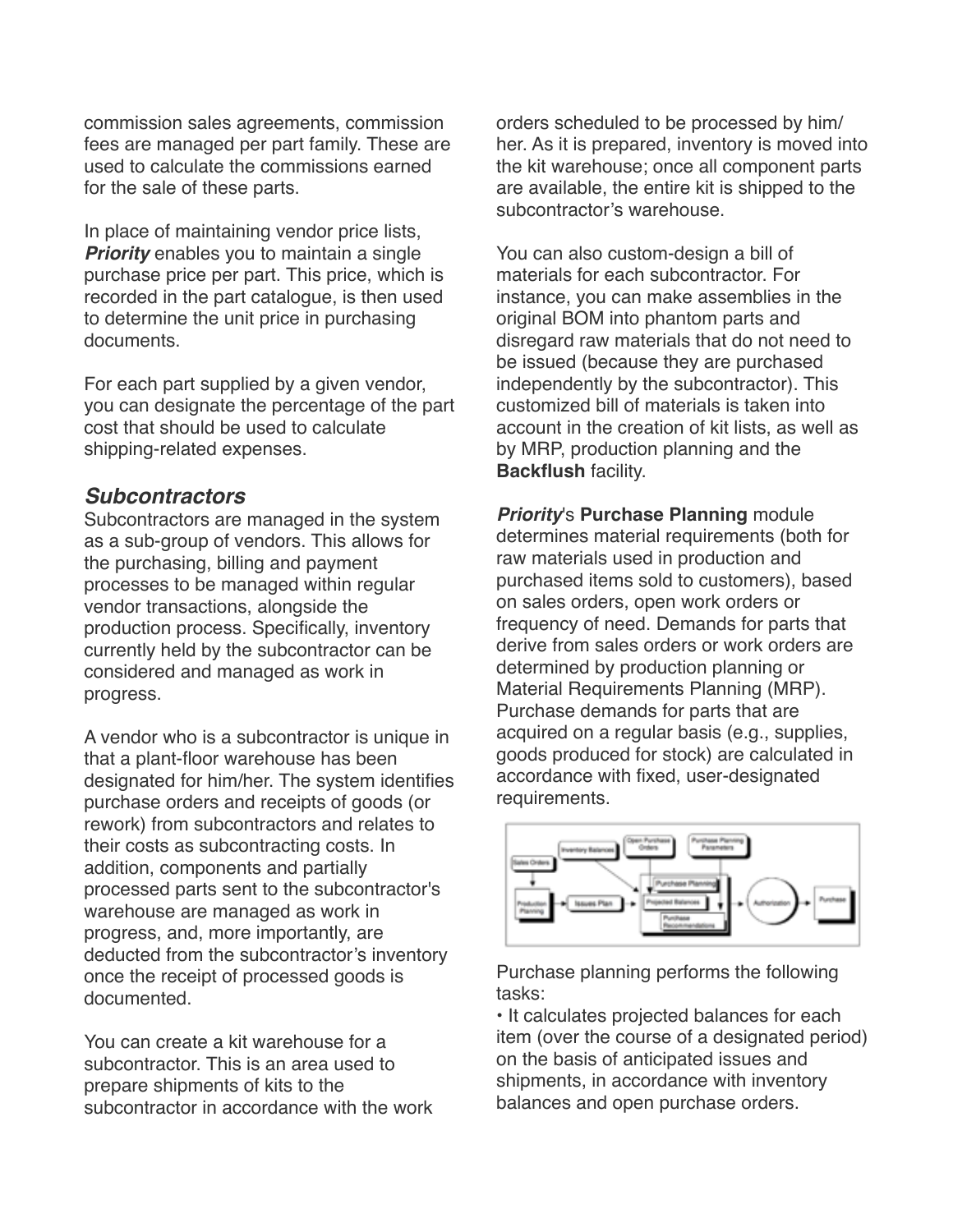commission sales agreements, commission fees are managed per part family. These are used to calculate the commissions earned for the sale of these parts.

In place of maintaining vendor price lists, ***Priority*** enables you to maintain a single purchase price per part. This price, which is recorded in the part catalogue, is then used to determine the unit price in purchasing documents.

For each part supplied by a given vendor, you can designate the percentage of the part cost that should be used to calculate shipping-related expenses.

### *Subcontractors*

Subcontractors are managed in the system as a sub-group of vendors. This allows for the purchasing, billing and payment processes to be managed within regular vendor transactions, alongside the production process. Specifically, inventory currently held by the subcontractor can be considered and managed as work in progress.

A vendor who is a subcontractor is unique in that a plant-floor warehouse has been designated for him/her. The system identifies purchase orders and receipts of goods (or rework) from subcontractors and relates to their costs as subcontracting costs. In addition, components and partially processed parts sent to the subcontractor's warehouse are managed as work in progress, and, more importantly, are deducted from the subcontractor's inventory once the receipt of processed goods is documented.

You can create a kit warehouse for a subcontractor. This is an area used to prepare shipments of kits to the subcontractor in accordance with the work orders scheduled to be processed by him/her. As it is prepared, inventory is moved into the kit warehouse; once all component parts are available, the entire kit is shipped to the subcontractor's warehouse.

You can also custom-design a bill of materials for each subcontractor. For instance, you can make assemblies in the original BOM into phantom parts and disregard raw materials that do not need to be issued (because they are purchased independently by the subcontractor). This customized bill of materials is taken into account in the creation of kit lists, as well as by MRP, production planning and the **Backflush** facility.

***Priority***'s **Purchase Planning** module determines material requirements (both for raw materials used in production and purchased items sold to customers), based on sales orders, open work orders or frequency of need. Demands for parts that derive from sales orders or work orders are determined by production planning or Material Requirements Planning (MRP). Purchase demands for parts that are acquired on a regular basis (e.g., supplies, goods produced for stock) are calculated in accordance with fixed, user-designated requirements.

Purchase planning performs the following tasks:

• It calculates projected balances for each item (over the course of a designated period) on the basis of anticipated issues and shipments, in accordance with inventory balances and open purchase orders.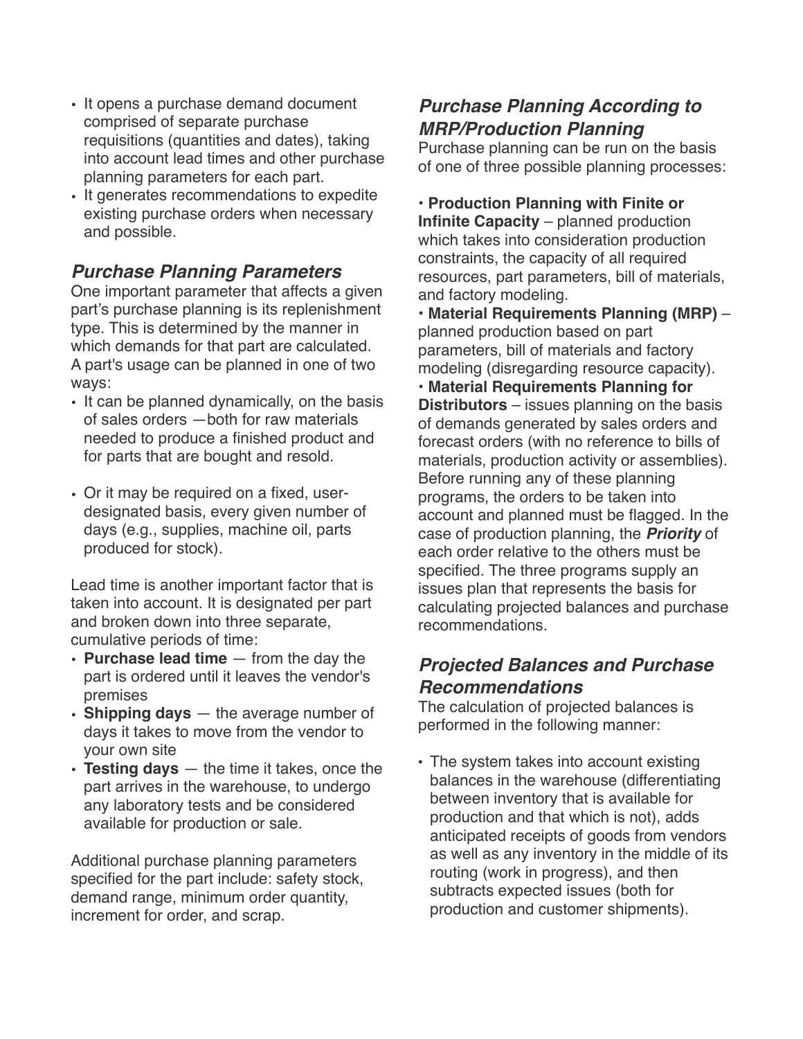- It opens a purchase demand document comprised of separate purchase requisitions (quantities and dates), taking into account lead times and other purchase planning parameters for each part.
- It generates recommendations to expedite existing purchase orders when necessary and possible.

### *Purchase Planning Parameters*

One important parameter that affects a given part's purchase planning is its replenishment type. This is determined by the manner in which demands for that part are calculated. A part's usage can be planned in one of two ways:

- It can be planned dynamically, on the basis of sales orders —both for raw materials needed to produce a finished product and for parts that are bought and resold.
- Or it may be required on a fixed, user-designated basis, every given number of days (e.g., supplies, machine oil, parts produced for stock).

Lead time is another important factor that is taken into account. It is designated per part and broken down into three separate, cumulative periods of time:

- **Purchase lead time** — from the day the part is ordered until it leaves the vendor's premises
- **Shipping days** — the average number of days it takes to move from the vendor to your own site
- **Testing days** — the time it takes, once the part arrives in the warehouse, to undergo any laboratory tests and be considered available for production or sale.

Additional purchase planning parameters specified for the part include: safety stock, demand range, minimum order quantity, increment for order, and scrap.

### *Purchase Planning According to MRP/Production Planning*

Purchase planning can be run on the basis of one of three possible planning processes:

- **Production Planning with Finite or Infinite Capacity** – planned production which takes into consideration production constraints, the capacity of all required resources, part parameters, bill of materials, and factory modeling.
- **Material Requirements Planning (MRP)** – planned production based on part parameters, bill of materials and factory modeling (disregarding resource capacity).
- **Material Requirements Planning for Distributors** – issues planning on the basis of demands generated by sales orders and forecast orders (with no reference to bills of materials, production activity or assemblies).

Before running any of these planning programs, the orders to be taken into account and planned must be flagged. In the case of production planning, the ***Priority*** of each order relative to the others must be specified. The three programs supply an issues plan that represents the basis for calculating projected balances and purchase recommendations.

### *Projected Balances and Purchase Recommendations*

The calculation of projected balances is performed in the following manner:

- The system takes into account existing balances in the warehouse (differentiating between inventory that is available for production and that which is not), adds anticipated receipts of goods from vendors as well as any inventory in the middle of its routing (work in progress), and then subtracts expected issues (both for production and customer shipments).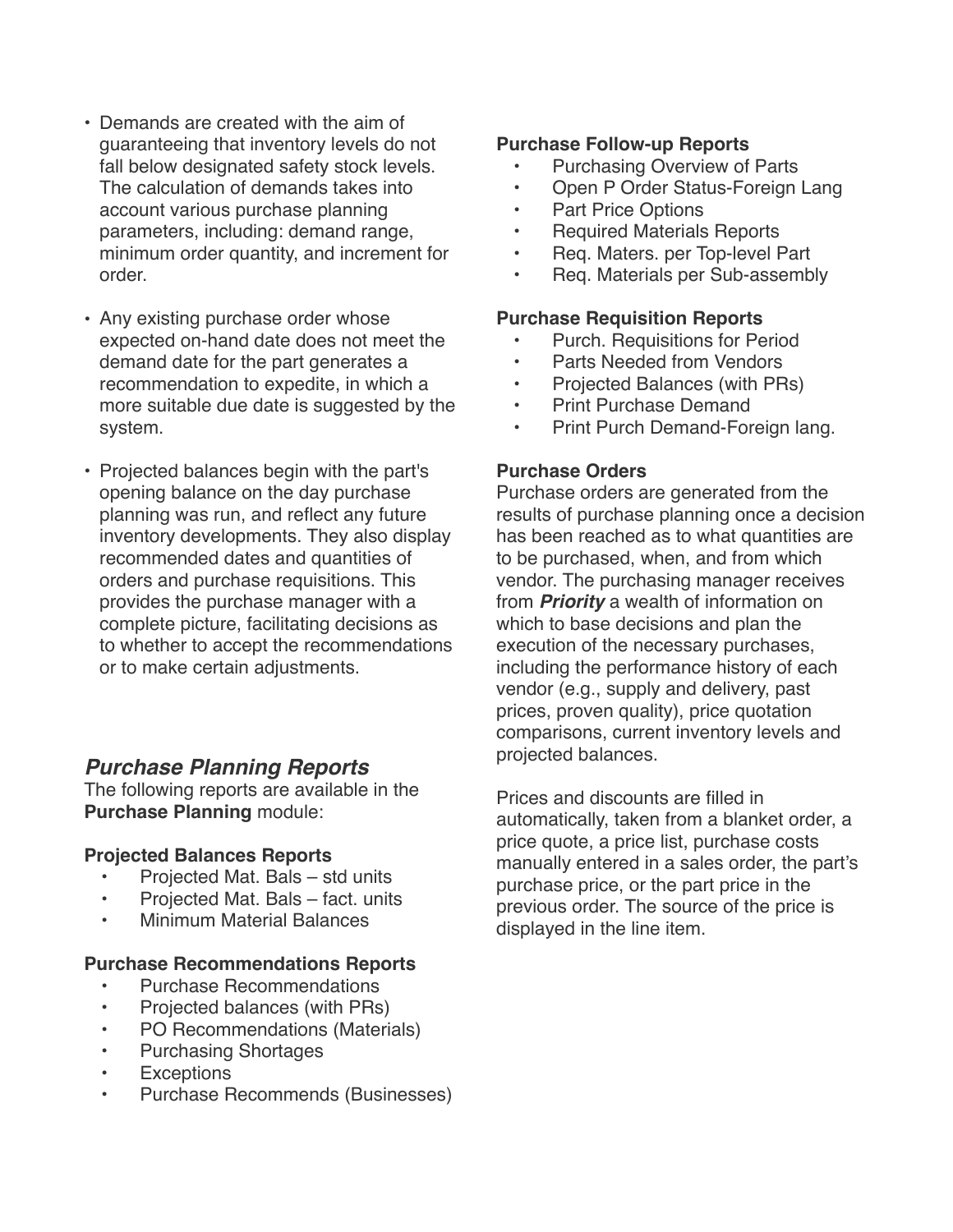- Demands are created with the aim of guaranteeing that inventory levels do not fall below designated safety stock levels. The calculation of demands takes into account various purchase planning parameters, including: demand range, minimum order quantity, and increment for order.
- Any existing purchase order whose expected on-hand date does not meet the demand date for the part generates a recommendation to expedite, in which a more suitable due date is suggested by the system.
- Projected balances begin with the part's opening balance on the day purchase planning was run, and reflect any future inventory developments. They also display recommended dates and quantities of orders and purchase requisitions. This provides the purchase manager with a complete picture, facilitating decisions as to whether to accept the recommendations or to make certain adjustments.

## *Purchase Planning Reports*

The following reports are available in the **Purchase Planning** module:

**Projected Balances Reports**

- Projected Mat. Bals – std units
- Projected Mat. Bals – fact. units
- Minimum Material Balances

**Purchase Recommendations Reports**

- Purchase Recommendations
- Projected balances (with PRs)
- PO Recommendations (Materials)
- Purchasing Shortages
- Exceptions
- Purchase Recommends (Businesses)

**Purchase Follow-up Reports**

- Purchasing Overview of Parts
- Open P Order Status-Foreign Lang
- Part Price Options
- Required Materials Reports
- Req. Maters. per Top-level Part
- Req. Materials per Sub-assembly

**Purchase Requisition Reports**

- Purch. Requisitions for Period
- Parts Needed from Vendors
- Projected Balances (with PRs)
- Print Purchase Demand
- Print Purch Demand-Foreign lang.

**Purchase Orders**

Purchase orders are generated from the results of purchase planning once a decision has been reached as to what quantities are to be purchased, when, and from which vendor. The purchasing manager receives from ***Priority*** a wealth of information on which to base decisions and plan the execution of the necessary purchases, including the performance history of each vendor (e.g., supply and delivery, past prices, proven quality), price quotation comparisons, current inventory levels and projected balances.

Prices and discounts are filled in automatically, taken from a blanket order, a price quote, a price list, purchase costs manually entered in a sales order, the part's purchase price, or the part price in the previous order. The source of the price is displayed in the line item.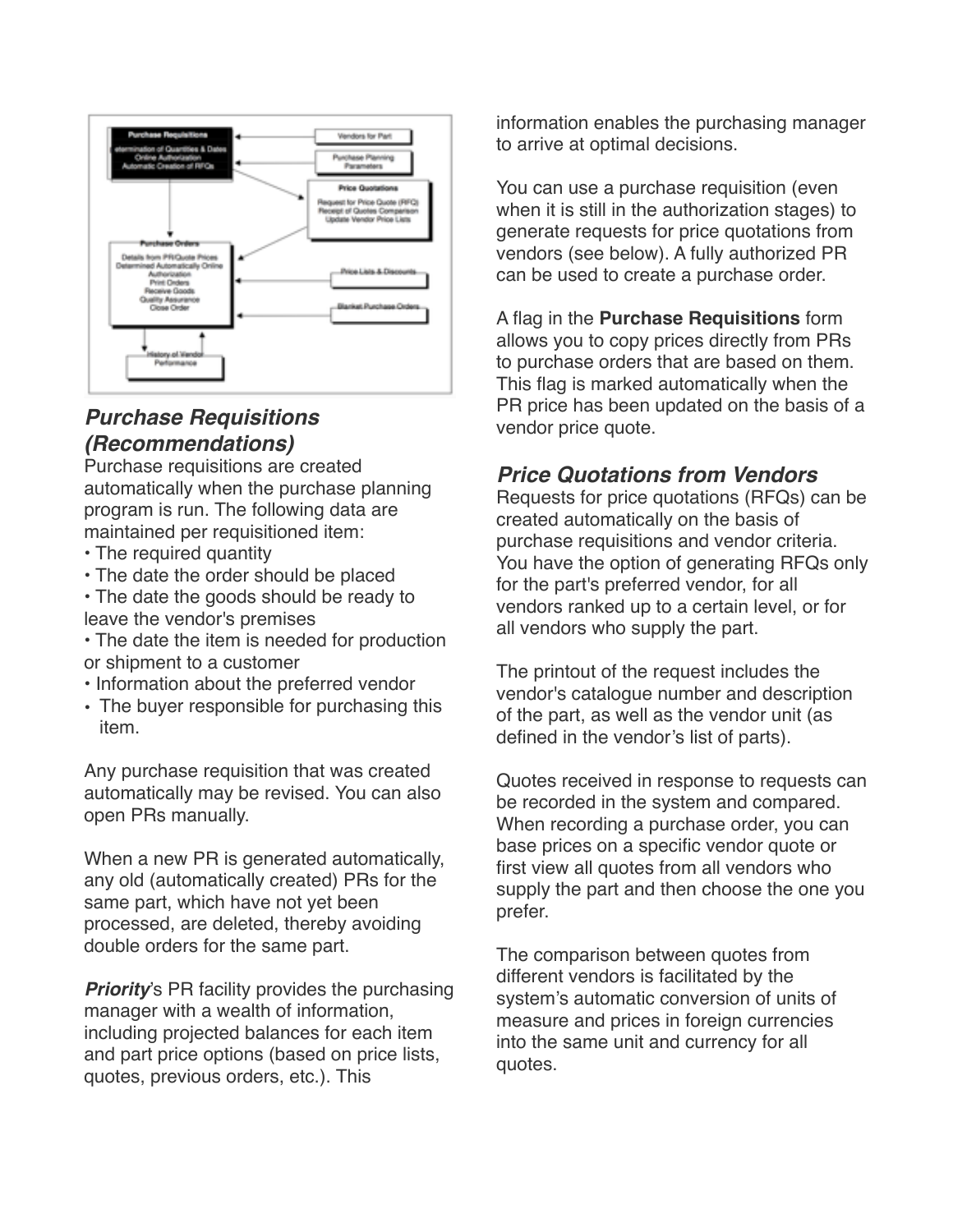## *Purchase Requisitions (Recommendations)*

Purchase requisitions are created automatically when the purchase planning program is run. The following data are maintained per requisitioned item:

- The required quantity
- The date the order should be placed
- The date the goods should be ready to leave the vendor's premises
- The date the item is needed for production or shipment to a customer
- Information about the preferred vendor
- The buyer responsible for purchasing this item.

Any purchase requisition that was created automatically may be revised. You can also open PRs manually.

When a new PR is generated automatically, any old (automatically created) PRs for the same part, which have not yet been processed, are deleted, thereby avoiding double orders for the same part.

***Priority***'s PR facility provides the purchasing manager with a wealth of information, including projected balances for each item and part price options (based on price lists, quotes, previous orders, etc.). This information enables the purchasing manager to arrive at optimal decisions.

You can use a purchase requisition (even when it is still in the authorization stages) to generate requests for price quotations from vendors (see below). A fully authorized PR can be used to create a purchase order.

A flag in the **Purchase Requisitions** form allows you to copy prices directly from PRs to purchase orders that are based on them. This flag is marked automatically when the PR price has been updated on the basis of a vendor price quote.

## *Price Quotations from Vendors*

Requests for price quotations (RFQs) can be created automatically on the basis of purchase requisitions and vendor criteria. You have the option of generating RFQs only for the part's preferred vendor, for all vendors ranked up to a certain level, or for all vendors who supply the part.

The printout of the request includes the vendor's catalogue number and description of the part, as well as the vendor unit (as defined in the vendor's list of parts).

Quotes received in response to requests can be recorded in the system and compared. When recording a purchase order, you can base prices on a specific vendor quote or first view all quotes from all vendors who supply the part and then choose the one you prefer.

The comparison between quotes from different vendors is facilitated by the system's automatic conversion of units of measure and prices in foreign currencies into the same unit and currency for all quotes.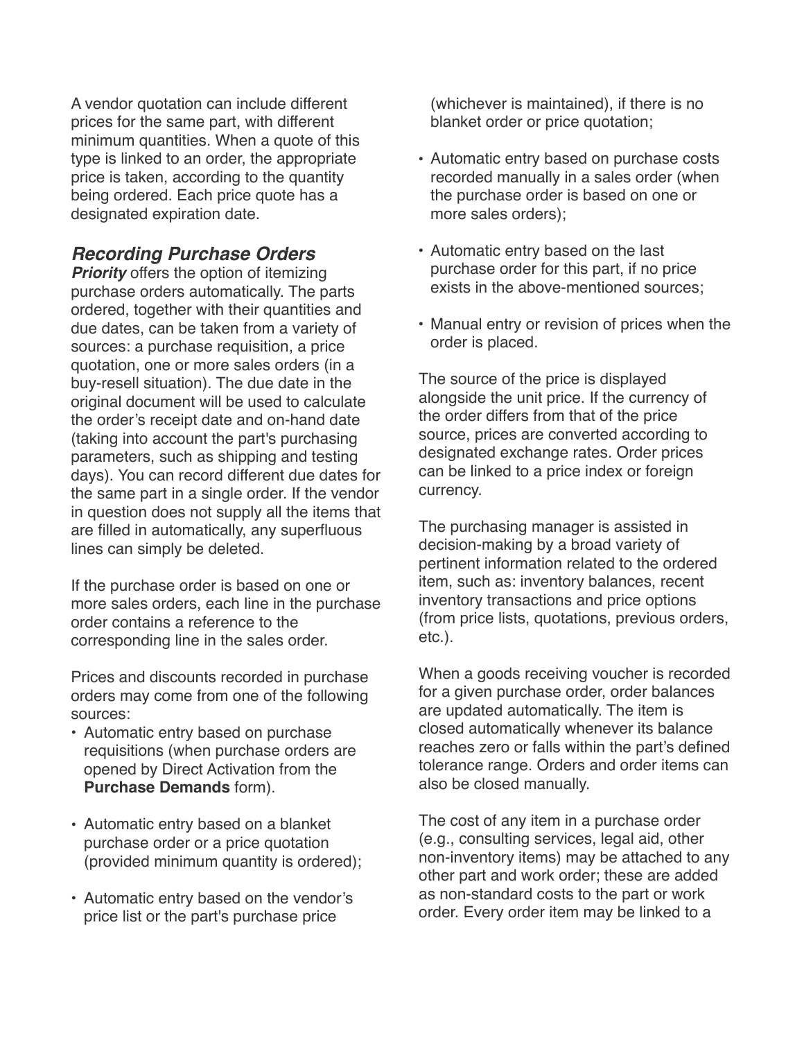A vendor quotation can include different prices for the same part, with different minimum quantities. When a quote of this type is linked to an order, the appropriate price is taken, according to the quantity being ordered. Each price quote has a designated expiration date.

### *Recording Purchase Orders*

***Priority*** offers the option of itemizing purchase orders automatically. The parts ordered, together with their quantities and due dates, can be taken from a variety of sources: a purchase requisition, a price quotation, one or more sales orders (in a buy-resell situation). The due date in the original document will be used to calculate the order's receipt date and on-hand date (taking into account the part's purchasing parameters, such as shipping and testing days). You can record different due dates for the same part in a single order. If the vendor in question does not supply all the items that are filled in automatically, any superfluous lines can simply be deleted.

If the purchase order is based on one or more sales orders, each line in the purchase order contains a reference to the corresponding line in the sales order.

Prices and discounts recorded in purchase orders may come from one of the following sources:

- Automatic entry based on purchase requisitions (when purchase orders are opened by Direct Activation from the **Purchase Demands** form).
- Automatic entry based on a blanket purchase order or a price quotation (provided minimum quantity is ordered);
- Automatic entry based on the vendor's price list or the part's purchase price (whichever is maintained), if there is no blanket order or price quotation;
- Automatic entry based on purchase costs recorded manually in a sales order (when the purchase order is based on one or more sales orders);
- Automatic entry based on the last purchase order for this part, if no price exists in the above-mentioned sources;
- Manual entry or revision of prices when the order is placed.

The source of the price is displayed alongside the unit price. If the currency of the order differs from that of the price source, prices are converted according to designated exchange rates. Order prices can be linked to a price index or foreign currency.

The purchasing manager is assisted in decision-making by a broad variety of pertinent information related to the ordered item, such as: inventory balances, recent inventory transactions and price options (from price lists, quotations, previous orders, etc.).

When a goods receiving voucher is recorded for a given purchase order, order balances are updated automatically. The item is closed automatically whenever its balance reaches zero or falls within the part's defined tolerance range. Orders and order items can also be closed manually.

The cost of any item in a purchase order (e.g., consulting services, legal aid, other non-inventory items) may be attached to any other part and work order; these are added as non-standard costs to the part or work order. Every order item may be linked to a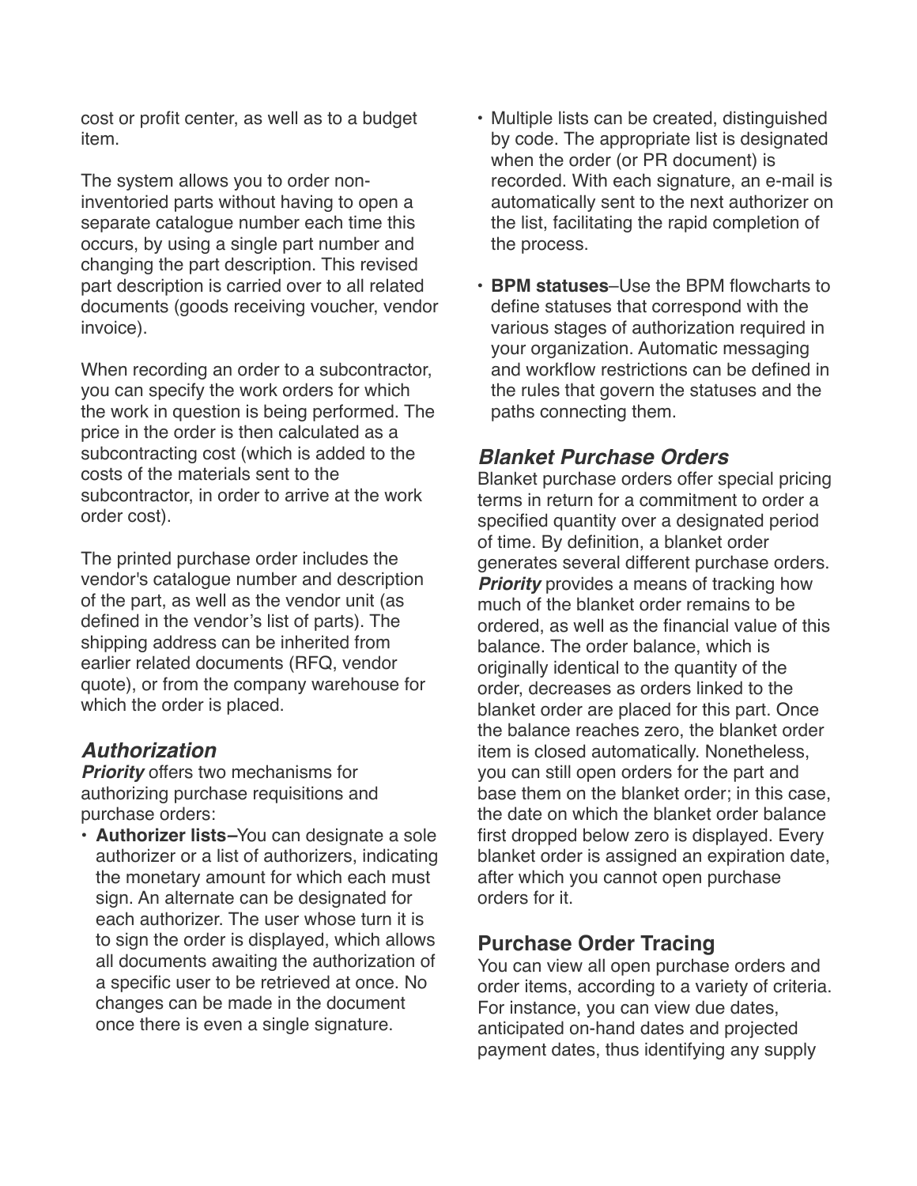cost or profit center, as well as to a budget item.

The system allows you to order non-inventoried parts without having to open a separate catalogue number each time this occurs, by using a single part number and changing the part description. This revised part description is carried over to all related documents (goods receiving voucher, vendor invoice).

When recording an order to a subcontractor, you can specify the work orders for which the work in question is being performed. The price in the order is then calculated as a subcontracting cost (which is added to the costs of the materials sent to the subcontractor, in order to arrive at the work order cost).

The printed purchase order includes the vendor's catalogue number and description of the part, as well as the vendor unit (as defined in the vendor's list of parts). The shipping address can be inherited from earlier related documents (RFQ, vendor quote), or from the company warehouse for which the order is placed.

### *Authorization*

***Priority*** offers two mechanisms for authorizing purchase requisitions and purchase orders:

- **Authorizer lists**–You can designate a sole authorizer or a list of authorizers, indicating the monetary amount for which each must sign. An alternate can be designated for each authorizer. The user whose turn it is to sign the order is displayed, which allows all documents awaiting the authorization of a specific user to be retrieved at once. No changes can be made in the document once there is even a single signature.
- Multiple lists can be created, distinguished by code. The appropriate list is designated when the order (or PR document) is recorded. With each signature, an e-mail is automatically sent to the next authorizer on the list, facilitating the rapid completion of the process.
- **BPM statuses**–Use the BPM flowcharts to define statuses that correspond with the various stages of authorization required in your organization. Automatic messaging and workflow restrictions can be defined in the rules that govern the statuses and the paths connecting them.

### *Blanket Purchase Orders*

Blanket purchase orders offer special pricing terms in return for a commitment to order a specified quantity over a designated period of time. By definition, a blanket order generates several different purchase orders. ***Priority*** provides a means of tracking how much of the blanket order remains to be ordered, as well as the financial value of this balance. The order balance, which is originally identical to the quantity of the order, decreases as orders linked to the blanket order are placed for this part. Once the balance reaches zero, the blanket order item is closed automatically. Nonetheless, you can still open orders for the part and base them on the blanket order; in this case, the date on which the blanket order balance first dropped below zero is displayed. Every blanket order is assigned an expiration date, after which you cannot open purchase orders for it.

### Purchase Order Tracing

You can view all open purchase orders and order items, according to a variety of criteria. For instance, you can view due dates, anticipated on-hand dates and projected payment dates, thus identifying any supply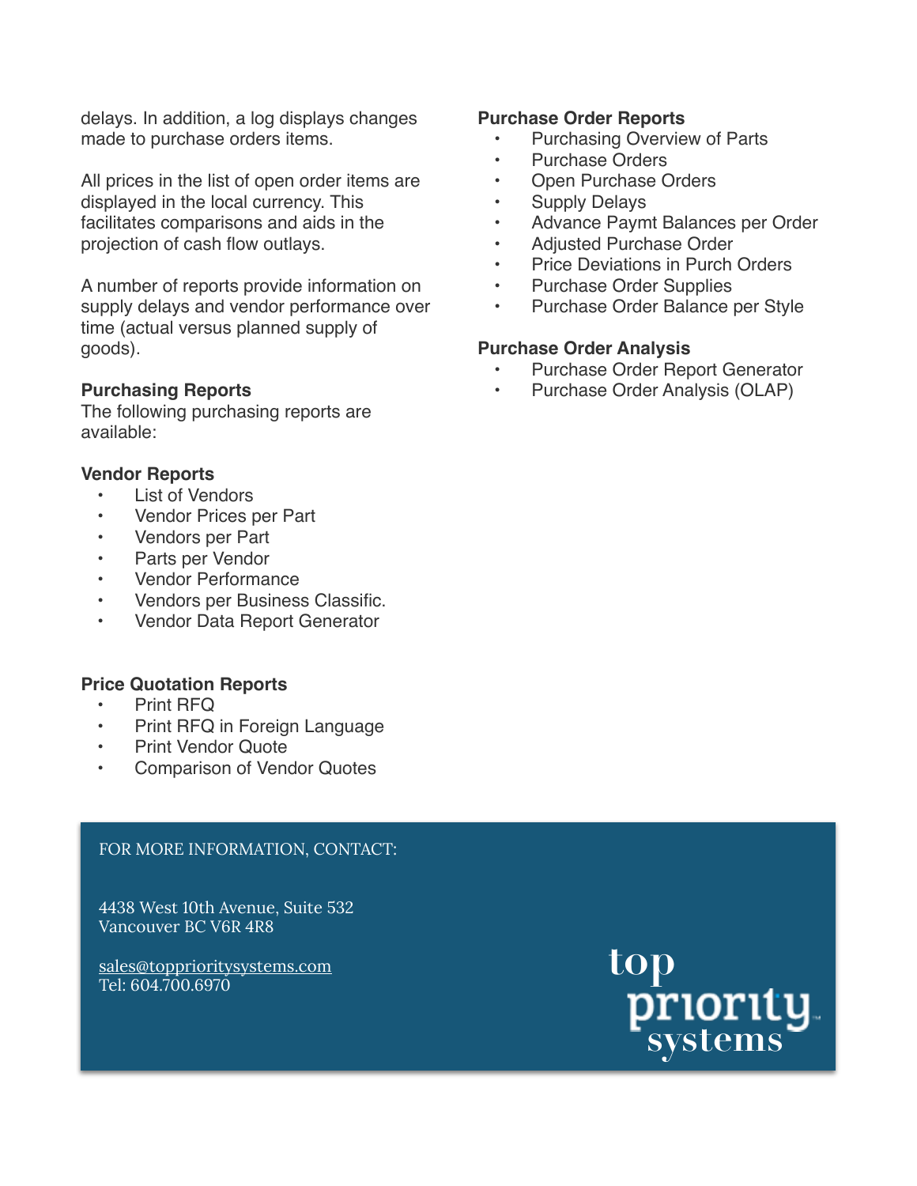delays. In addition, a log displays changes made to purchase orders items.

All prices in the list of open order items are displayed in the local currency. This facilitates comparisons and aids in the projection of cash flow outlays.

A number of reports provide information on supply delays and vendor performance over time (actual versus planned supply of goods).

### Purchasing Reports

The following purchasing reports are available:

#### Vendor Reports

- List of Vendors
- Vendor Prices per Part
- Vendors per Part
- Parts per Vendor
- Vendor Performance
- Vendors per Business Classific.
- Vendor Data Report Generator

#### Price Quotation Reports

- Print RFQ
- Print RFQ in Foreign Language
- Print Vendor Quote
- Comparison of Vendor Quotes

#### Purchase Order Reports

- Purchasing Overview of Parts
- Purchase Orders
- Open Purchase Orders
- Supply Delays
- Advance Paymt Balances per Order
- Adjusted Purchase Order
- Price Deviations in Purch Orders
- Purchase Order Supplies
- Purchase Order Balance per Style

#### Purchase Order Analysis

- Purchase Order Report Generator
- Purchase Order Analysis (OLAP)

FOR MORE INFORMATION, CONTACT:

4438 West 10th Avenue, Suite 532
Vancouver BC V6R 4R8

sales@toppritysystems.com
Tel: 604.700.6970

top priority systems